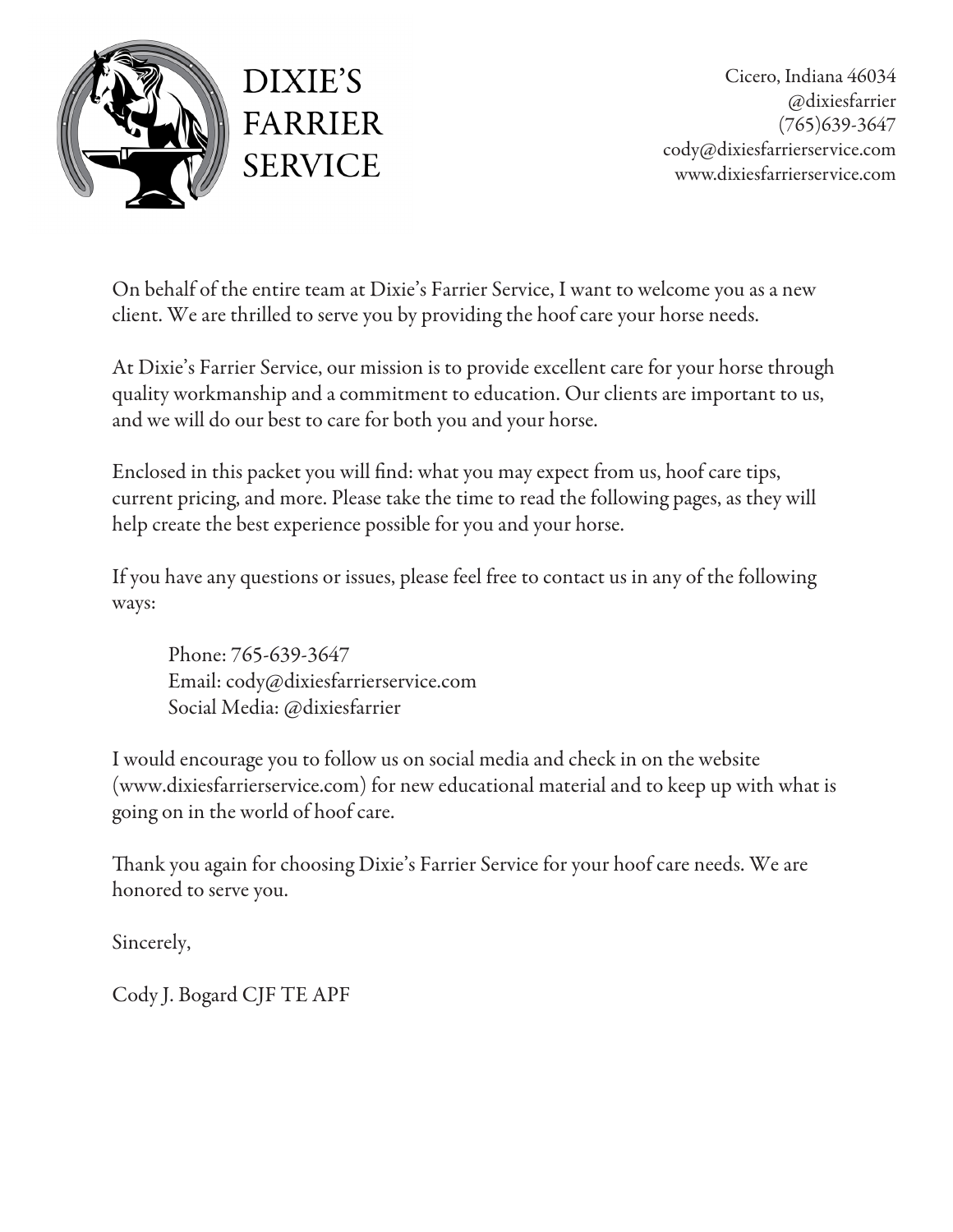# DIXIE'S FARRIER SERVICE

Cicero, Indiana 46034
@dixiesfarrier
(765)639-3647
cody@dixiesfarrierservice.com
www.dixiesfarrierservice.com

On behalf of the entire team at Dixie's Farrier Service, I want to welcome you as a new client. We are thrilled to serve you by providing the hoof care your horse needs.

At Dixie's Farrier Service, our mission is to provide excellent care for your horse through quality workmanship and a commitment to education. Our clients are important to us, and we will do our best to care for both you and your horse.

Enclosed in this packet you will find: what you may expect from us, hoof care tips, current pricing, and more. Please take the time to read the following pages, as they will help create the best experience possible for you and your horse.

If you have any questions or issues, please feel free to contact us in any of the following ways:

> Phone: 765-639-3647
> Email: cody@dixiesfarrierservice.com
> Social Media: @dixiesfarrier

I would encourage you to follow us on social media and check in on the website (www.dixiesfarrierservice.com) for new educational material and to keep up with what is going on in the world of hoof care.

Thank you again for choosing Dixie's Farrier Service for your hoof care needs. We are honored to serve you.

Sincerely,

Cody J. Bogard CJF TE APF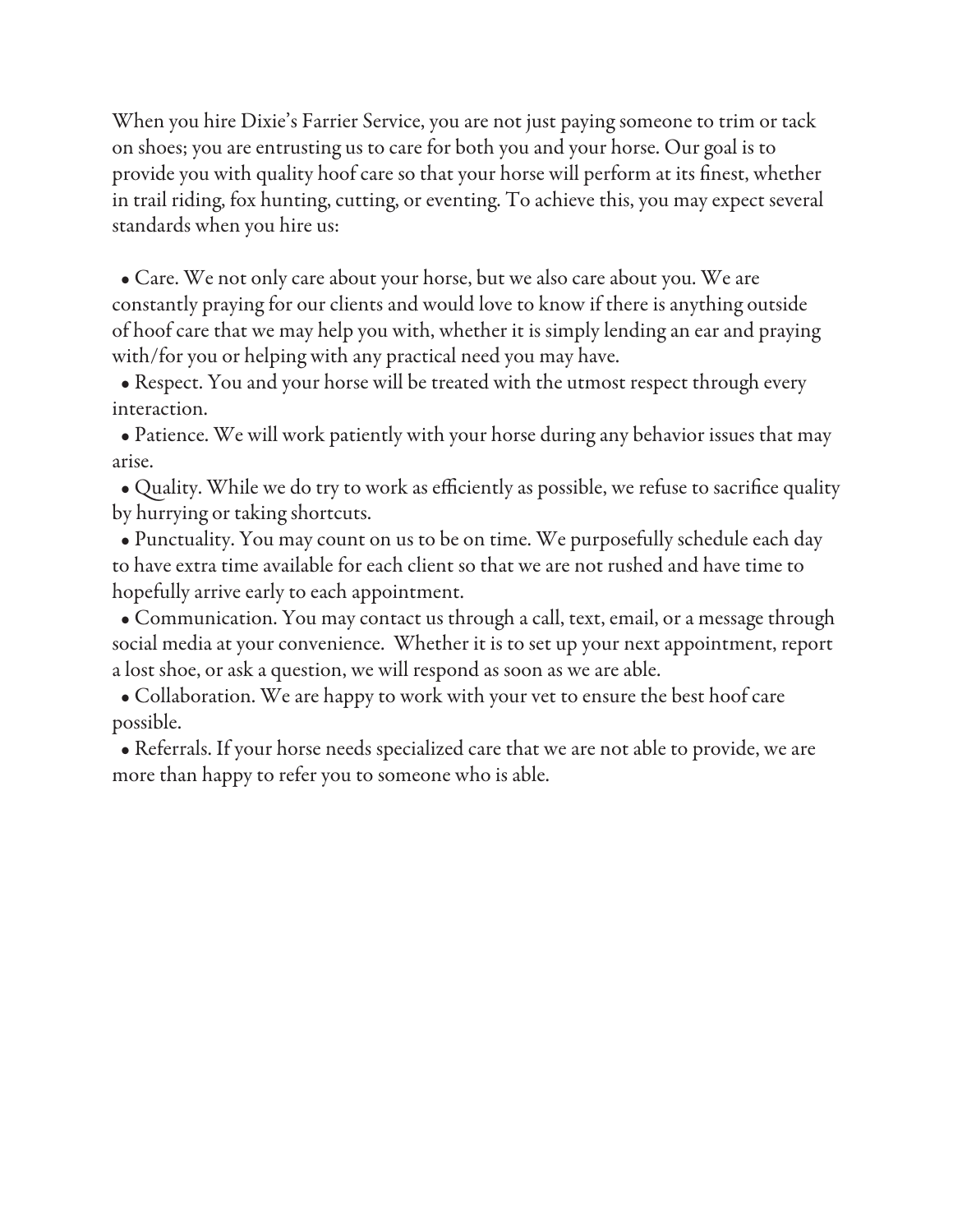When you hire Dixie's Farrier Service, you are not just paying someone to trim or tack on shoes; you are entrusting us to care for both you and your horse. Our goal is to provide you with quality hoof care so that your horse will perform at its finest, whether in trail riding, fox hunting, cutting, or eventing. To achieve this, you may expect several standards when you hire us:

- Care. We not only care about your horse, but we also care about you. We are constantly praying for our clients and would love to know if there is anything outside of hoof care that we may help you with, whether it is simply lending an ear and praying with/for you or helping with any practical need you may have.
- Respect. You and your horse will be treated with the utmost respect through every interaction.
- Patience. We will work patiently with your horse during any behavior issues that may arise.
- Quality. While we do try to work as efficiently as possible, we refuse to sacrifice quality by hurrying or taking shortcuts.
- Punctuality. You may count on us to be on time. We purposefully schedule each day to have extra time available for each client so that we are not rushed and have time to hopefully arrive early to each appointment.
- Communication. You may contact us through a call, text, email, or a message through social media at your convenience. Whether it is to set up your next appointment, report a lost shoe, or ask a question, we will respond as soon as we are able.
- Collaboration. We are happy to work with your vet to ensure the best hoof care possible.
- Referrals. If your horse needs specialized care that we are not able to provide, we are more than happy to refer you to someone who is able.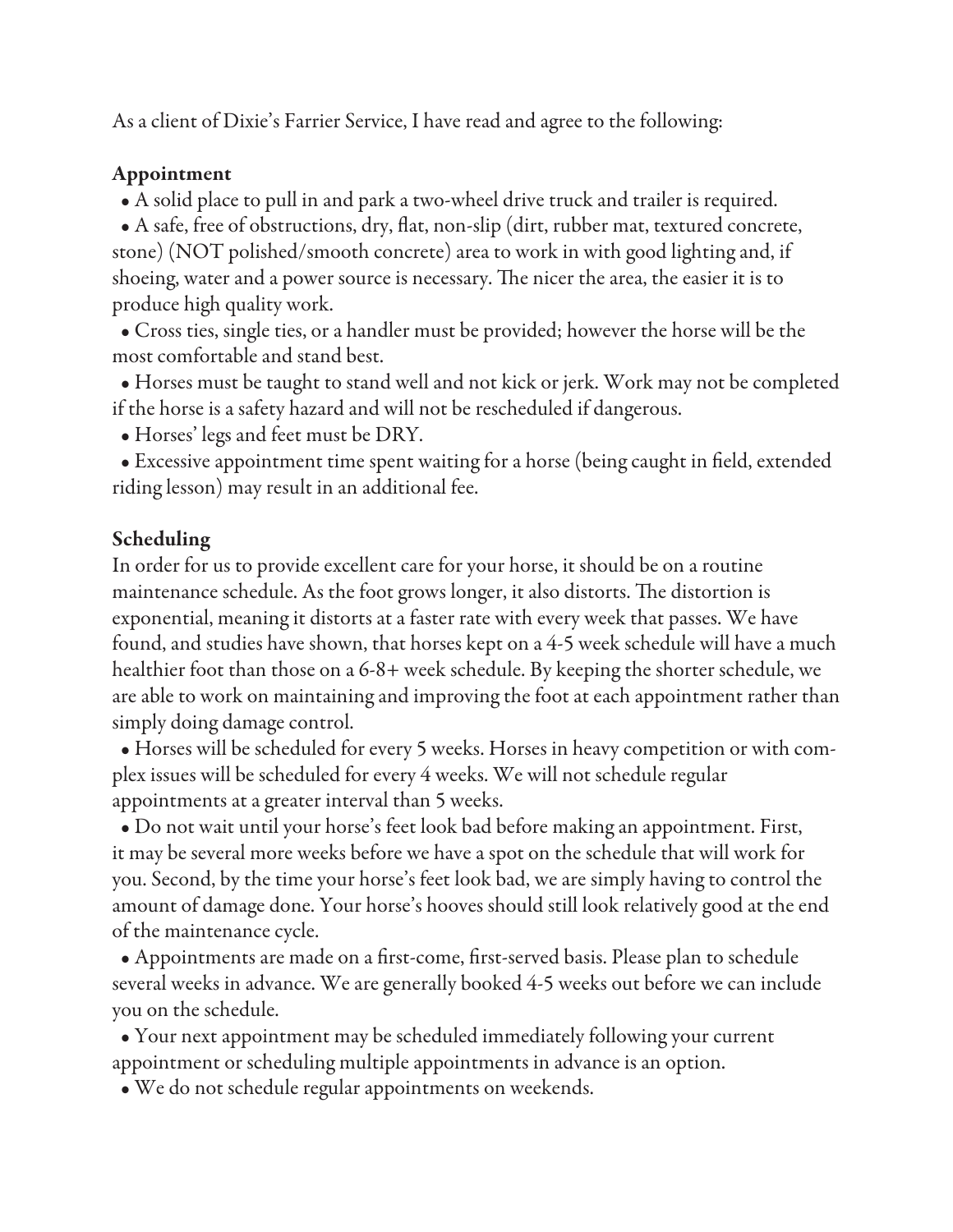As a client of Dixie's Farrier Service, I have read and agree to the following:

**Appointment**

- A solid place to pull in and park a two-wheel drive truck and trailer is required.
- A safe, free of obstructions, dry, flat, non-slip (dirt, rubber mat, textured concrete, stone) (NOT polished/smooth concrete) area to work in with good lighting and, if shoeing, water and a power source is necessary. The nicer the area, the easier it is to produce high quality work.
- Cross ties, single ties, or a handler must be provided; however the horse will be the most comfortable and stand best.
- Horses must be taught to stand well and not kick or jerk. Work may not be completed if the horse is a safety hazard and will not be rescheduled if dangerous.
- Horses' legs and feet must be DRY.
- Excessive appointment time spent waiting for a horse (being caught in field, extended riding lesson) may result in an additional fee.

**Scheduling**

In order for us to provide excellent care for your horse, it should be on a routine maintenance schedule. As the foot grows longer, it also distorts. The distortion is exponential, meaning it distorts at a faster rate with every week that passes. We have found, and studies have shown, that horses kept on a 4-5 week schedule will have a much healthier foot than those on a 6-8+ week schedule. By keeping the shorter schedule, we are able to work on maintaining and improving the foot at each appointment rather than simply doing damage control.

- Horses will be scheduled for every 5 weeks. Horses in heavy competition or with complex issues will be scheduled for every 4 weeks. We will not schedule regular appointments at a greater interval than 5 weeks.
- Do not wait until your horse's feet look bad before making an appointment. First, it may be several more weeks before we have a spot on the schedule that will work for you. Second, by the time your horse's feet look bad, we are simply having to control the amount of damage done. Your horse's hooves should still look relatively good at the end of the maintenance cycle.
- Appointments are made on a first-come, first-served basis. Please plan to schedule several weeks in advance. We are generally booked 4-5 weeks out before we can include you on the schedule.
- Your next appointment may be scheduled immediately following your current appointment or scheduling multiple appointments in advance is an option.
- We do not schedule regular appointments on weekends.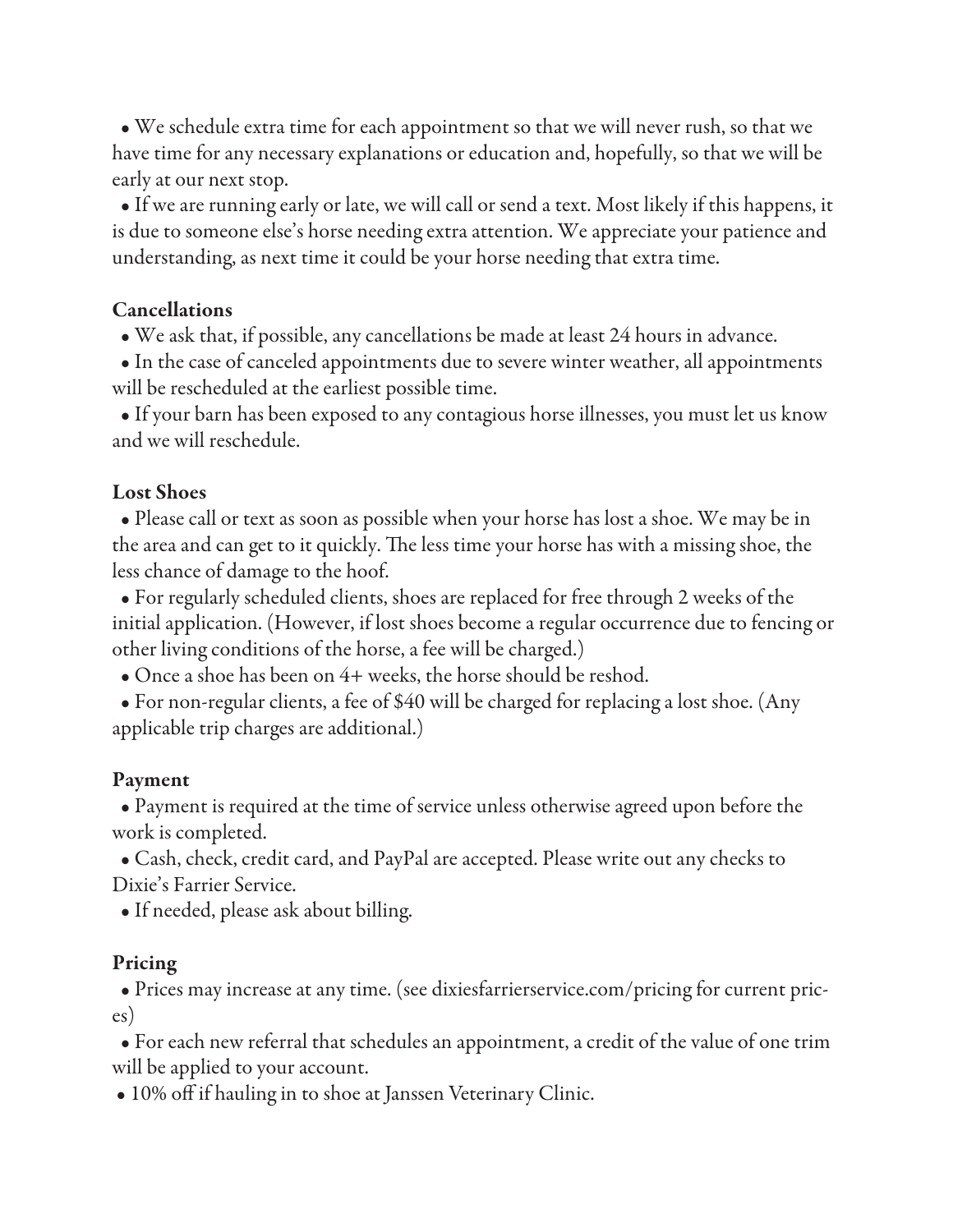- We schedule extra time for each appointment so that we will never rush, so that we have time for any necessary explanations or education and, hopefully, so that we will be early at our next stop.
- If we are running early or late, we will call or send a text. Most likely if this happens, it is due to someone else's horse needing extra attention. We appreciate your patience and understanding, as next time it could be your horse needing that extra time.

**Cancellations**

- We ask that, if possible, any cancellations be made at least 24 hours in advance.
- In the case of canceled appointments due to severe winter weather, all appointments will be rescheduled at the earliest possible time.
- If your barn has been exposed to any contagious horse illnesses, you must let us know and we will reschedule.

**Lost Shoes**

- Please call or text as soon as possible when your horse has lost a shoe. We may be in the area and can get to it quickly. The less time your horse has with a missing shoe, the less chance of damage to the hoof.
- For regularly scheduled clients, shoes are replaced for free through 2 weeks of the initial application. (However, if lost shoes become a regular occurrence due to fencing or other living conditions of the horse, a fee will be charged.)
- Once a shoe has been on 4+ weeks, the horse should be reshod.
- For non-regular clients, a fee of $40 will be charged for replacing a lost shoe. (Any applicable trip charges are additional.)

**Payment**

- Payment is required at the time of service unless otherwise agreed upon before the work is completed.
- Cash, check, credit card, and PayPal are accepted. Please write out any checks to Dixie's Farrier Service.
- If needed, please ask about billing.

**Pricing**

- Prices may increase at any time. (see dixiesfarrierservice.com/pricing for current prices)
- For each new referral that schedules an appointment, a credit of the value of one trim will be applied to your account.
- 10% off if hauling in to shoe at Janssen Veterinary Clinic.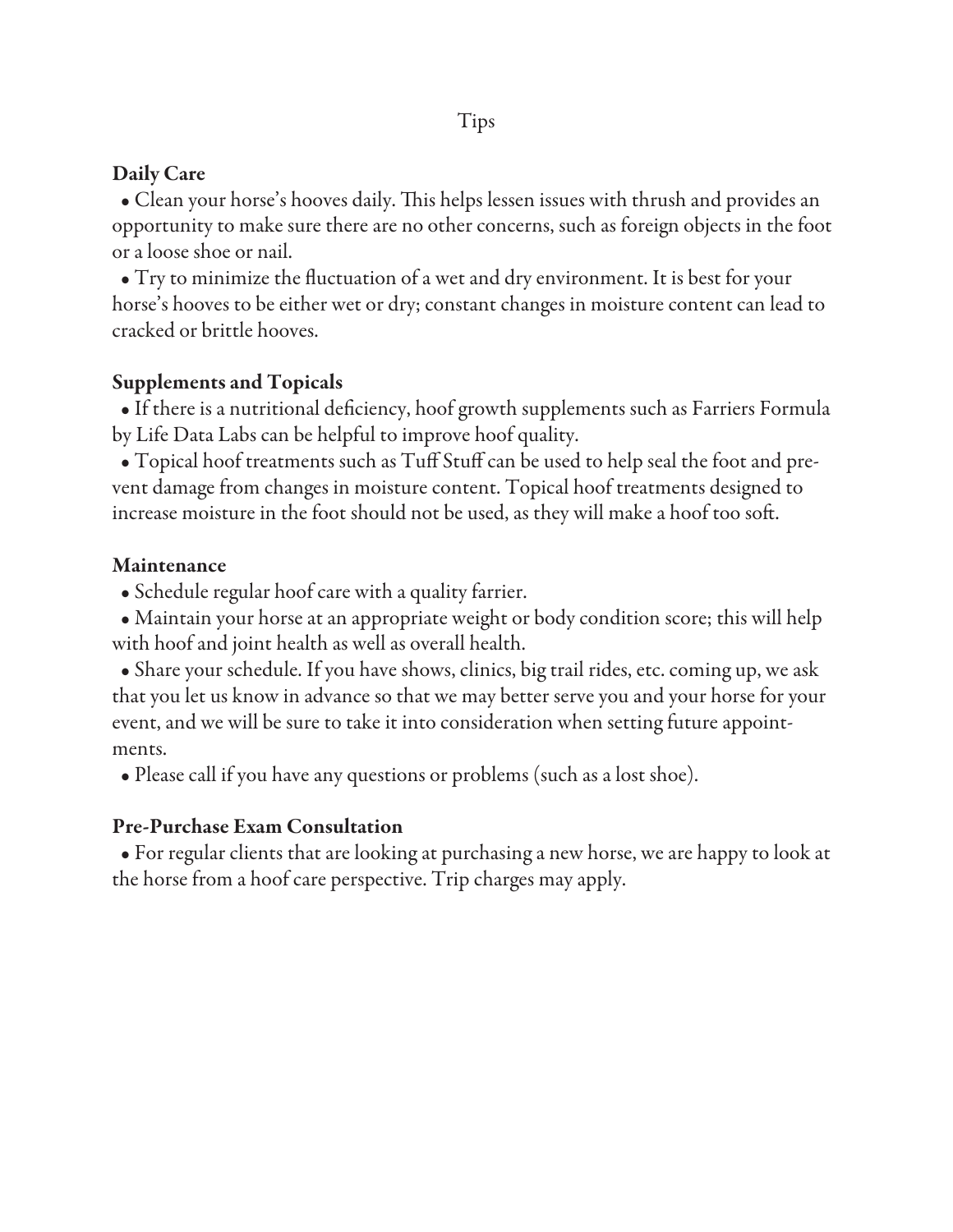# Tips

## Daily Care

- Clean your horse's hooves daily. This helps lessen issues with thrush and provides an opportunity to make sure there are no other concerns, such as foreign objects in the foot or a loose shoe or nail.
- Try to minimize the fluctuation of a wet and dry environment. It is best for your horse's hooves to be either wet or dry; constant changes in moisture content can lead to cracked or brittle hooves.

## Supplements and Topicals

- If there is a nutritional deficiency, hoof growth supplements such as Farriers Formula by Life Data Labs can be helpful to improve hoof quality.
- Topical hoof treatments such as Tuff Stuff can be used to help seal the foot and prevent damage from changes in moisture content. Topical hoof treatments designed to increase moisture in the foot should not be used, as they will make a hoof too soft.

## Maintenance

- Schedule regular hoof care with a quality farrier.
- Maintain your horse at an appropriate weight or body condition score; this will help with hoof and joint health as well as overall health.
- Share your schedule. If you have shows, clinics, big trail rides, etc. coming up, we ask that you let us know in advance so that we may better serve you and your horse for your event, and we will be sure to take it into consideration when setting future appointments.
- Please call if you have any questions or problems (such as a lost shoe).

## Pre-Purchase Exam Consultation

- For regular clients that are looking at purchasing a new horse, we are happy to look at the horse from a hoof care perspective. Trip charges may apply.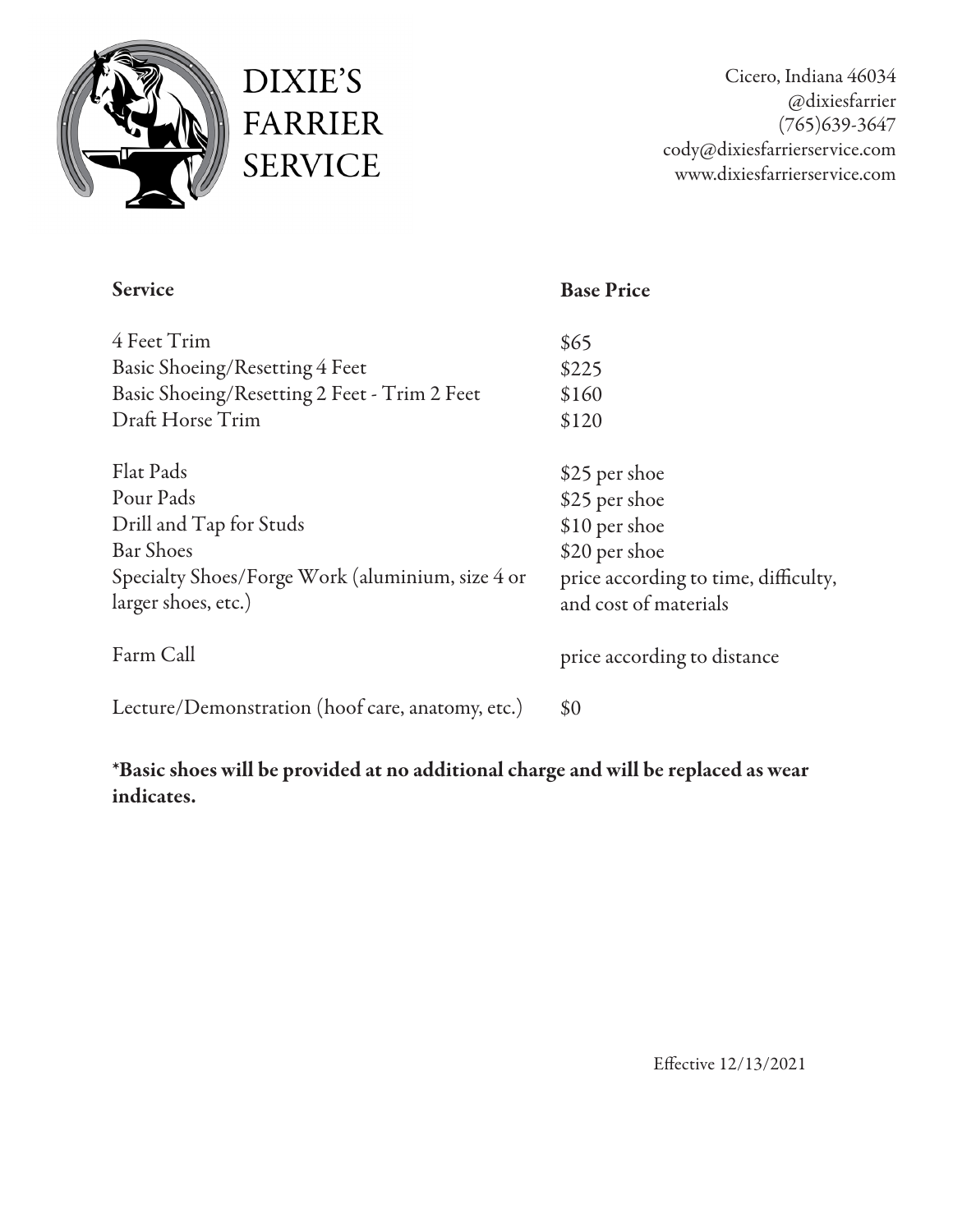# DIXIE'S FARRIER SERVICE

Cicero, Indiana 46034
@dixiesfarrier
(765)639-3647
cody@dixiesfarrierservice.com
www.dixiesfarrierservice.com

| **Service** | **Base Price** |
| --- | --- |
| 4 Feet Trim | $65 |
| Basic Shoeing/Resetting 4 Feet | $225 |
| Basic Shoeing/Resetting 2 Feet - Trim 2 Feet | $160 |
| Draft Horse Trim | $120 |
| Flat Pads | $25 per shoe |
| Pour Pads | $25 per shoe |
| Drill and Tap for Studs | $10 per shoe |
| Bar Shoes | $20 per shoe |
| Specialty Shoes/Forge Work (aluminium, size 4 or larger shoes, etc.) | price according to time, difficulty, and cost of materials |
| Farm Call | price according to distance |
| Lecture/Demonstration (hoof care, anatomy, etc.) | $0 |

**\*Basic shoes will be provided at no additional charge and will be replaced as wear indicates.**

Effective 12/13/2021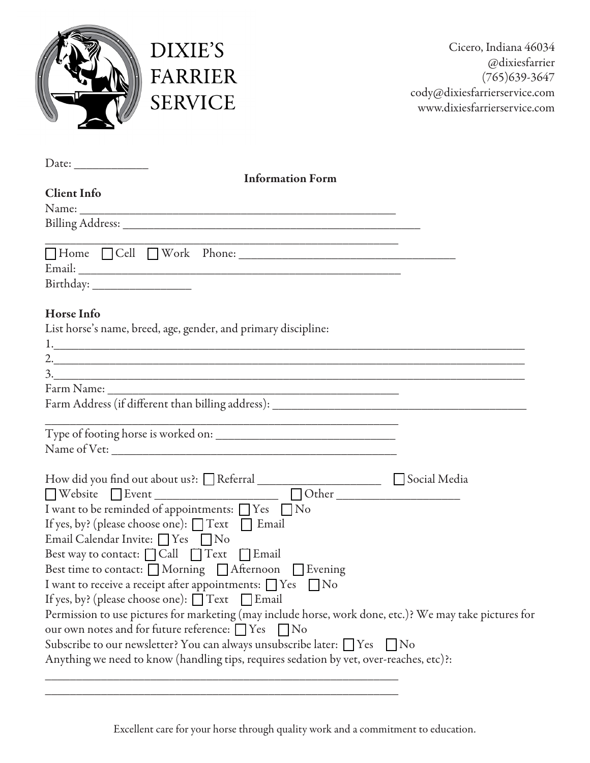# DIXIE'S FARRIER SERVICE

Cicero, Indiana 46034
@dixiesfarrier
(765)639-3647
cody@dixiesfarrierservice.com
www.dixiesfarrierservice.com

Date: ____________

**Information Form**

**Client Info**

Name: ______________________________________________________

Billing Address: ______________________________________________

______________________________________________________________

☐ Home ☐ Cell ☐ Work Phone: ___________________________________

Email: _______________________________________________________

Birthday: ________________

**Horse Info**

List horse's name, breed, age, gender, and primary discipline:

1.____________________________________________________________

2.____________________________________________________________

3.____________________________________________________________

Farm Name: ___________________________________________________

Farm Address (if different than billing address): ________________________________

______________________________________________________________

Type of footing horse is worked on: ____________________________

Name of Vet: _________________________________________________

How did you find out about us?: ☐ Referral ____________________ ☐ Social Media

☐ Website ☐ Event ____________________ ☐ Other ____________________

I want to be reminded of appointments: ☐ Yes ☐ No

If yes, by? (please choose one): ☐ Text ☐ Email

Email Calendar Invite: ☐ Yes ☐ No

Best way to contact: ☐ Call ☐ Text ☐ Email

Best time to contact: ☐ Morning ☐ Afternoon ☐ Evening

I want to receive a receipt after appointments: ☐ Yes ☐ No

If yes, by? (please choose one): ☐ Text ☐ Email

Permission to use pictures for marketing (may include horse, work done, etc.)? We may take pictures for our own notes and for future reference: ☐ Yes ☐ No

Subscribe to our newsletter? You can always unsubscribe later: ☐ Yes ☐ No

Anything we need to know (handling tips, requires sedation by vet, over-reaches, etc)?:

______________________________________________________________

______________________________________________________________

Excellent care for your horse through quality work and a commitment to education.